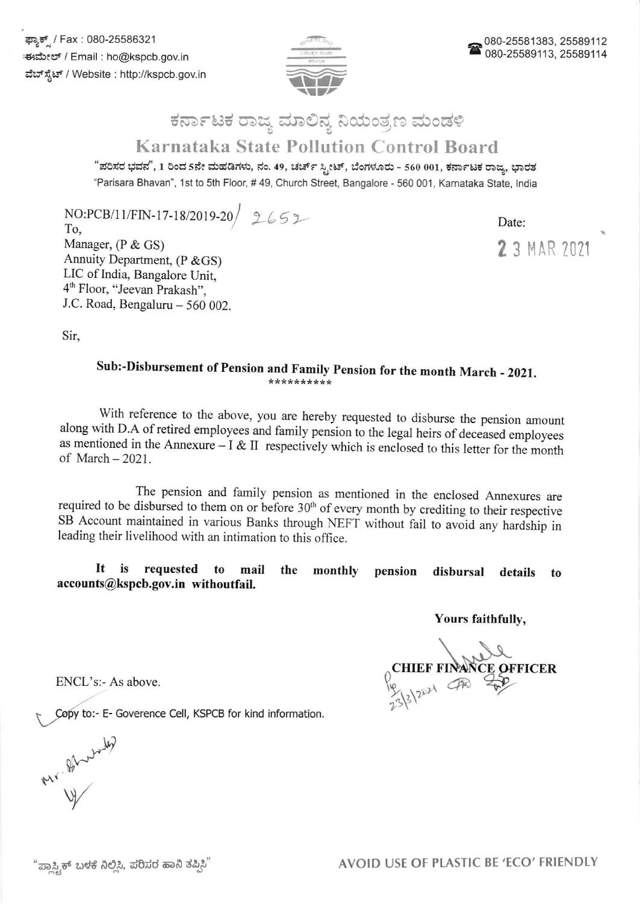ಫ್ಯಾಕ್ಸ್ / Fax : 080-25586321
ಈಮೇಲ್ / Email : ho@kspcb.gov.in
ವೆಬ್‌ಸೈಟ್ / Website : http://kspcb.gov.in

080-25581383, 25589112
080-25589113, 25589114

# ಕರ್ನಾಟಕ ರಾಜ್ಯ ಮಾಲಿನ್ಯ ನಿಯಂತ್ರಣ ಮಂಡಳಿ

# Karnataka State Pollution Control Board

"ಪರಿಸರ ಭವನ", 1 ರಿಂದ 5ನೇ ಮಹಡಿಗಳು, ನಂ. 49, ಚರ್ಚ್ ಸ್ಟ್ರೀಟ್, ಬೆಂಗಳೂರು - 560 001, ಕರ್ನಾಟಕ ರಾಜ್ಯ, ಭಾರತ
"Parisara Bhavan", 1st to 5th Floor, # 49, Church Street, Bangalore - 560 001, Karnataka State, India

NO:PCB/11/FIN-17-18/2019-20/ 2652

Date: 23 MAR 2021

To,
Manager, (P & GS)
Annuity Department, (P &GS)
LIC of India, Bangalore Unit,
4th Floor, "Jeevan Prakash",
J.C. Road, Bengaluru – 560 002.

Sir,

**Sub:-Disbursement of Pension and Family Pension for the month March - 2021.**
**\*\*\*\*\*\*\*\*\***

With reference to the above, you are hereby requested to disburse the pension amount along with D.A of retired employees and family pension to the legal heirs of deceased employees as mentioned in the Annexure – I & II respectively which is enclosed to this letter for the month of March – 2021.

The pension and family pension as mentioned in the enclosed Annexures are required to be disbursed to them on or before 30th of every month by crediting to their respective SB Account maintained in various Banks through NEFT without fail to avoid any hardship in leading their livelihood with an intimation to this office.

**It is requested to mail the monthly pension disbursal details to accounts@kspcb.gov.in withoutfail.**

**Yours faithfully,**

**CHIEF FINANCE OFFICER**

23/3/2021

ENCL's:- As above.

Copy to:- E- Goverence Cell, KSPCB for kind information.

"ಪ್ಲಾಸ್ಟಿಕ್ ಬಳಕೆ ನಿಲ್ಲಿಸಿ, ಪರಿಸರ ಹಾನಿ ತಪ್ಪಿಸಿ"

AVOID USE OF PLASTIC BE 'ECO' FRIENDLY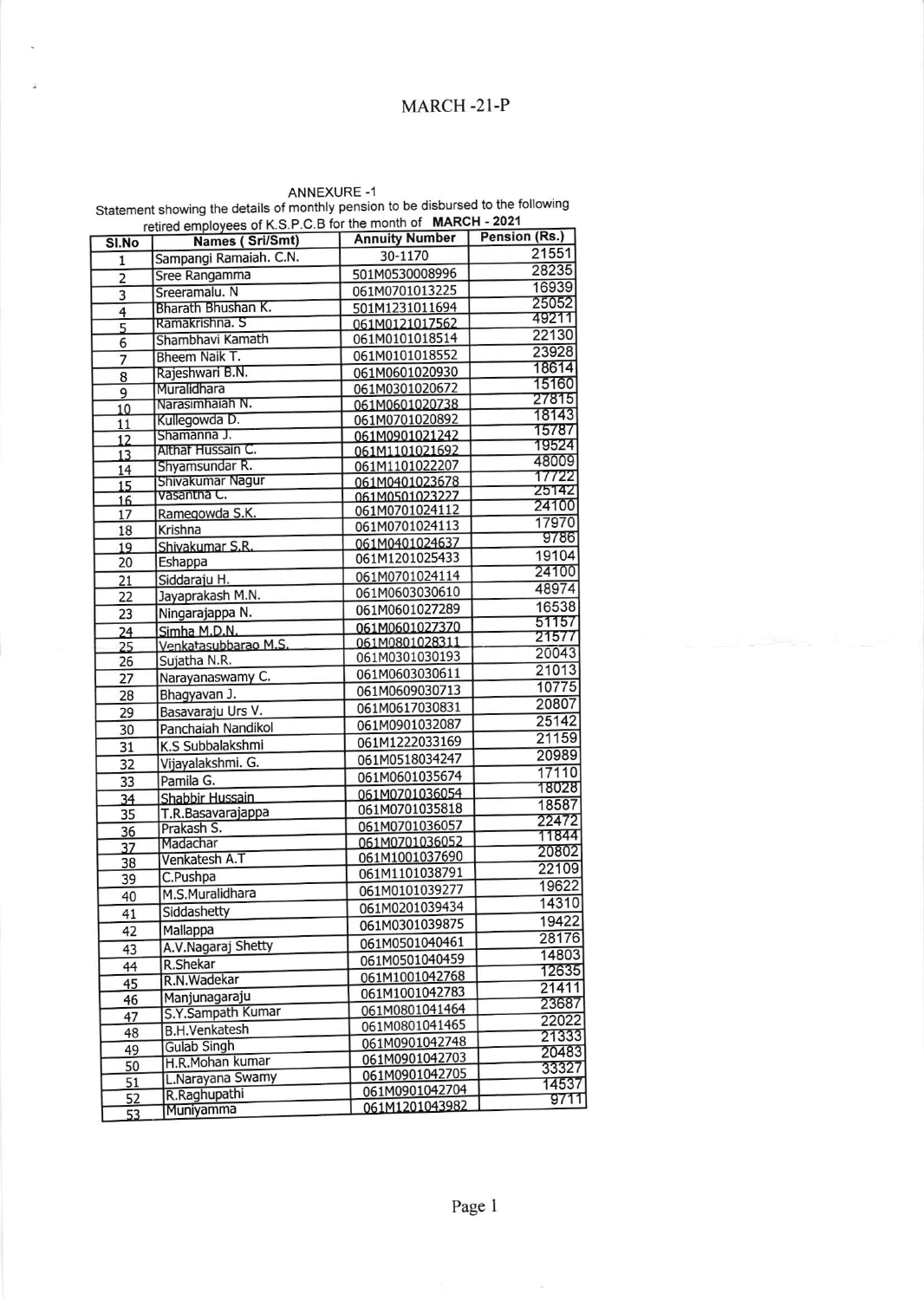MARCH -21-P

ANNEXURE -1

Statement showing the details of monthly pension to be disbursed to the following retired employees of K.S.P.C.B for the month of **MARCH - 2021**

| Sl.No | Names ( Sri/Smt) | Annuity Number | Pension (Rs.) |
|---|---|---|---|
| 1 | Sampangi Ramaiah. C.N. | 30-1170 | 21551 |
| 2 | Sree Rangamma | 501M0530008996 | 28235 |
| 3 | Sreeramalu. N | 061M0701013225 | 16939 |
| 4 | Bharath Bhushan K. | 501M1231011694 | 25052 |
| 5 | Ramakrishna. S | 061M0121017562 | 49211 |
| 6 | Shambhavi Kamath | 061M0101018514 | 22130 |
| 7 | Bheem Naik T. | 061M0101018552 | 23928 |
| 8 | Rajeshwari B.N. | 061M0601020930 | 18614 |
| 9 | Muralidhara | 061M0301020672 | 15160 |
| 10 | Narasimhaiah N. | 061M0601020738 | 27815 |
| 11 | Kullegowda D. | 061M0701020892 | 18143 |
| 12 | Shamanna J. | 061M0901021242 | 15787 |
| 13 | Althaf Hussain C. | 061M1101021692 | 19524 |
| 14 | Shyamsundar R. | 061M1101022207 | 48009 |
| 15 | Shivakumar Nagur | 061M0401023678 | 17722 |
| 16 | Vasantha C. | 061M0501023227 | 25142 |
| 17 | Ramegowda S.K. | 061M0701024112 | 24100 |
| 18 | Krishna | 061M0701024113 | 17970 |
| 19 | Shivakumar S.R. | 061M0401024637 | 9786 |
| 20 | Eshappa | 061M1201025433 | 19104 |
| 21 | Siddaraju H. | 061M0701024114 | 24100 |
| 22 | Jayaprakash M.N. | 061M0603030610 | 48974 |
| 23 | Ningarajappa N. | 061M0601027289 | 16538 |
| 24 | Simha M.D.N. | 061M0601027370 | 51157 |
| 25 | Venkatasubbarao M.S. | 061M0801028311 | 21577 |
| 26 | Sujatha N.R. | 061M0301030193 | 20043 |
| 27 | Narayanaswamy C. | 061M0603030611 | 21013 |
| 28 | Bhagyavan J. | 061M0609030713 | 10775 |
| 29 | Basavaraju Urs V. | 061M0617030831 | 20807 |
| 30 | Panchaiah Nandikol | 061M0901032087 | 25142 |
| 31 | K.S Subbalakshmi | 061M1222033169 | 21159 |
| 32 | Vijayalakshmi. G. | 061M0518034247 | 20989 |
| 33 | Pamila G. | 061M0601035674 | 17110 |
| 34 | Shabbir Hussain | 061M0701036054 | 18028 |
| 35 | T.R.Basavarajappa | 061M0701035818 | 18587 |
| 36 | Prakash S. | 061M0701036057 | 22472 |
| 37 | Madachar | 061M0701036052 | 11844 |
| 38 | Venkatesh A.T | 061M1001037690 | 20802 |
| 39 | C.Pushpa | 061M1101038791 | 22109 |
| 40 | M.S.Muralidhara | 061M0101039277 | 19622 |
| 41 | Siddashetty | 061M0201039434 | 14310 |
| 42 | Mallappa | 061M0301039875 | 19422 |
| 43 | A.V.Nagaraj Shetty | 061M0501040461 | 28176 |
| 44 | R.Shekar | 061M0501040459 | 14803 |
| 45 | R.N.Wadekar | 061M1001042768 | 12635 |
| 46 | Manjunagaraju | 061M1001042783 | 21411 |
| 47 | S.Y.Sampath Kumar | 061M0801041464 | 23687 |
| 48 | B.H.Venkatesh | 061M0801041465 | 22022 |
| 49 | Gulab Singh | 061M0901042748 | 21333 |
| 50 | H.R.Mohan kumar | 061M0901042703 | 20483 |
| 51 | L.Narayana Swamy | 061M0901042705 | 33327 |
| 52 | R.Raghupathi | 061M0901042704 | 14537 |
| 53 | Muniyamma | 061M1201043982 | 9711 |